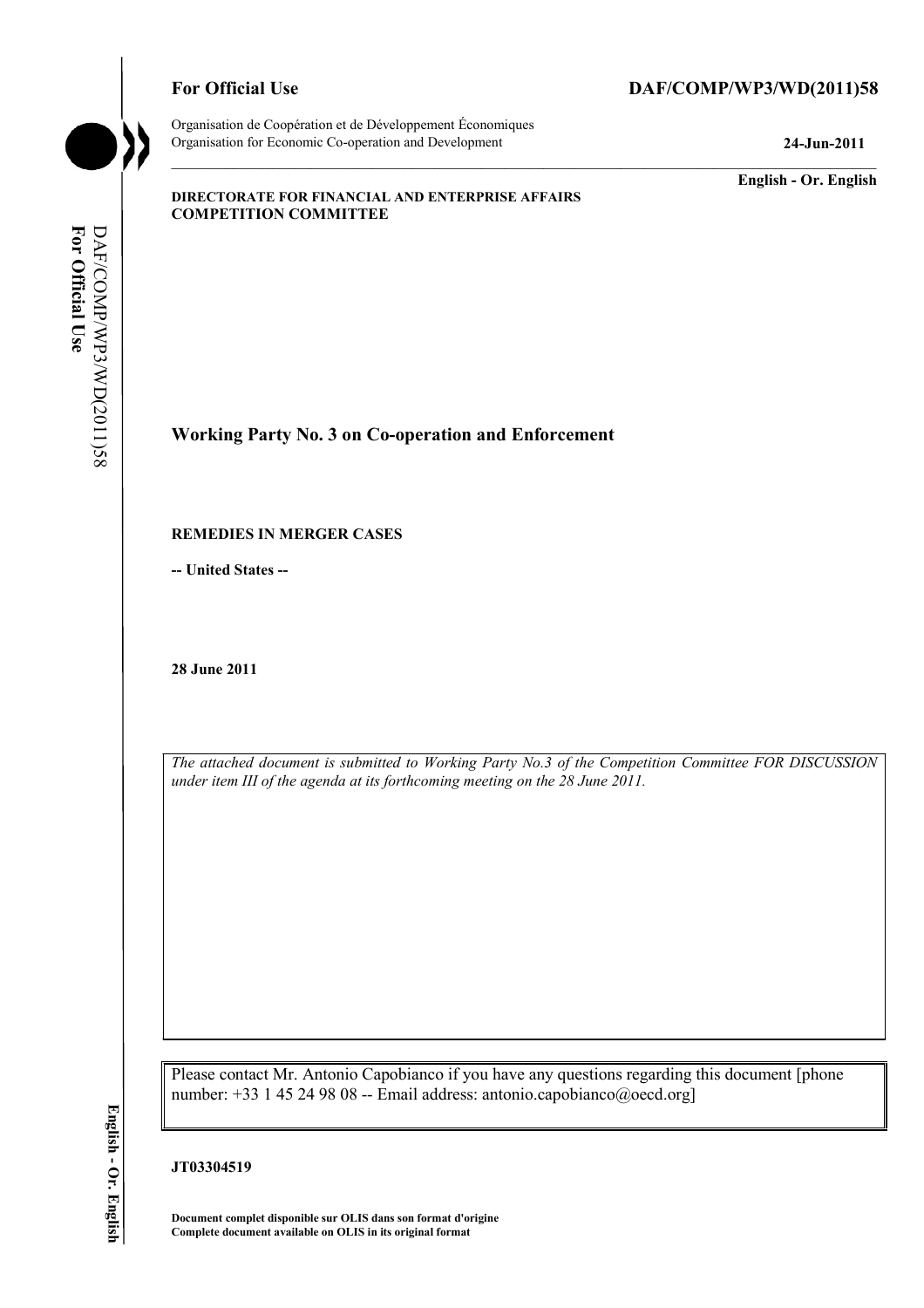**For Official Use** **DAF/COMP/WP3/WD(2011)58**

Organisation de Coopération et de Développement Économiques
Organisation for Economic Co-operation and Development **24-Jun-2011**

**English - Or. English**

**DIRECTORATE FOR FINANCIAL AND ENTERPRISE AFFAIRS**
**COMPETITION COMMITTEE**

## Working Party No. 3 on Co-operation and Enforcement

**REMEDIES IN MERGER CASES**

**-- United States --**

**28 June 2011**

*The attached document is submitted to Working Party No.3 of the Competition Committee FOR DISCUSSION under item III of the agenda at its forthcoming meeting on the 28 June 2011.*

Please contact Mr. Antonio Capobianco if you have any questions regarding this document [phone number: +33 1 45 24 98 08 -- Email address: antonio.capobianco@oecd.org]

**JT03304519**

**Document complet disponible sur OLIS dans son format d'origine**
**Complete document available on OLIS in its original format**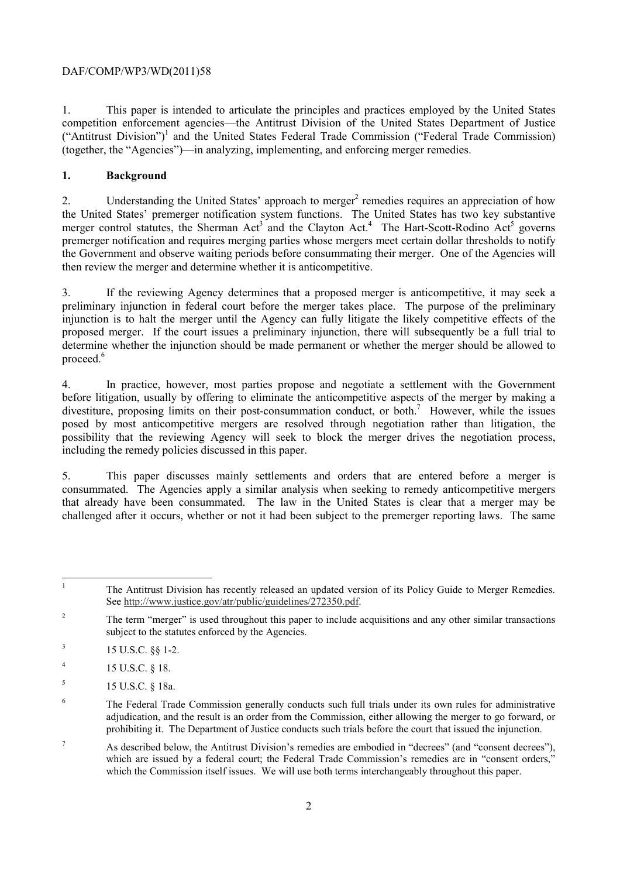1. This paper is intended to articulate the principles and practices employed by the United States competition enforcement agencies—the Antitrust Division of the United States Department of Justice ("Antitrust Division")[1] and the United States Federal Trade Commission ("Federal Trade Commission) (together, the "Agencies")—in analyzing, implementing, and enforcing merger remedies.

## 1. Background

2. Understanding the United States' approach to merger[2] remedies requires an appreciation of how the United States' premerger notification system functions. The United States has two key substantive merger control statutes, the Sherman Act[3] and the Clayton Act.[4] The Hart-Scott-Rodino Act[5] governs premerger notification and requires merging parties whose mergers meet certain dollar thresholds to notify the Government and observe waiting periods before consummating their merger. One of the Agencies will then review the merger and determine whether it is anticompetitive.

3. If the reviewing Agency determines that a proposed merger is anticompetitive, it may seek a preliminary injunction in federal court before the merger takes place. The purpose of the preliminary injunction is to halt the merger until the Agency can fully litigate the likely competitive effects of the proposed merger. If the court issues a preliminary injunction, there will subsequently be a full trial to determine whether the injunction should be made permanent or whether the merger should be allowed to proceed.[6]

4. In practice, however, most parties propose and negotiate a settlement with the Government before litigation, usually by offering to eliminate the anticompetitive aspects of the merger by making a divestiture, proposing limits on their post-consummation conduct, or both.[7] However, while the issues posed by most anticompetitive mergers are resolved through negotiation rather than litigation, the possibility that the reviewing Agency will seek to block the merger drives the negotiation process, including the remedy policies discussed in this paper.

5. This paper discusses mainly settlements and orders that are entered before a merger is consummated. The Agencies apply a similar analysis when seeking to remedy anticompetitive mergers that already have been consummated. The law in the United States is clear that a merger may be challenged after it occurs, whether or not it had been subject to the premerger reporting laws. The same

---

[1] The Antitrust Division has recently released an updated version of its Policy Guide to Merger Remedies. See http://www.justice.gov/atr/public/guidelines/272350.pdf.

[2] The term "merger" is used throughout this paper to include acquisitions and any other similar transactions subject to the statutes enforced by the Agencies.

[3] 15 U.S.C. §§ 1-2.

[4] 15 U.S.C. § 18.

[5] 15 U.S.C. § 18a.

[6] The Federal Trade Commission generally conducts such full trials under its own rules for administrative adjudication, and the result is an order from the Commission, either allowing the merger to go forward, or prohibiting it. The Department of Justice conducts such trials before the court that issued the injunction.

[7] As described below, the Antitrust Division's remedies are embodied in "decrees" (and "consent decrees"), which are issued by a federal court; the Federal Trade Commission's remedies are in "consent orders," which the Commission itself issues. We will use both terms interchangeably throughout this paper.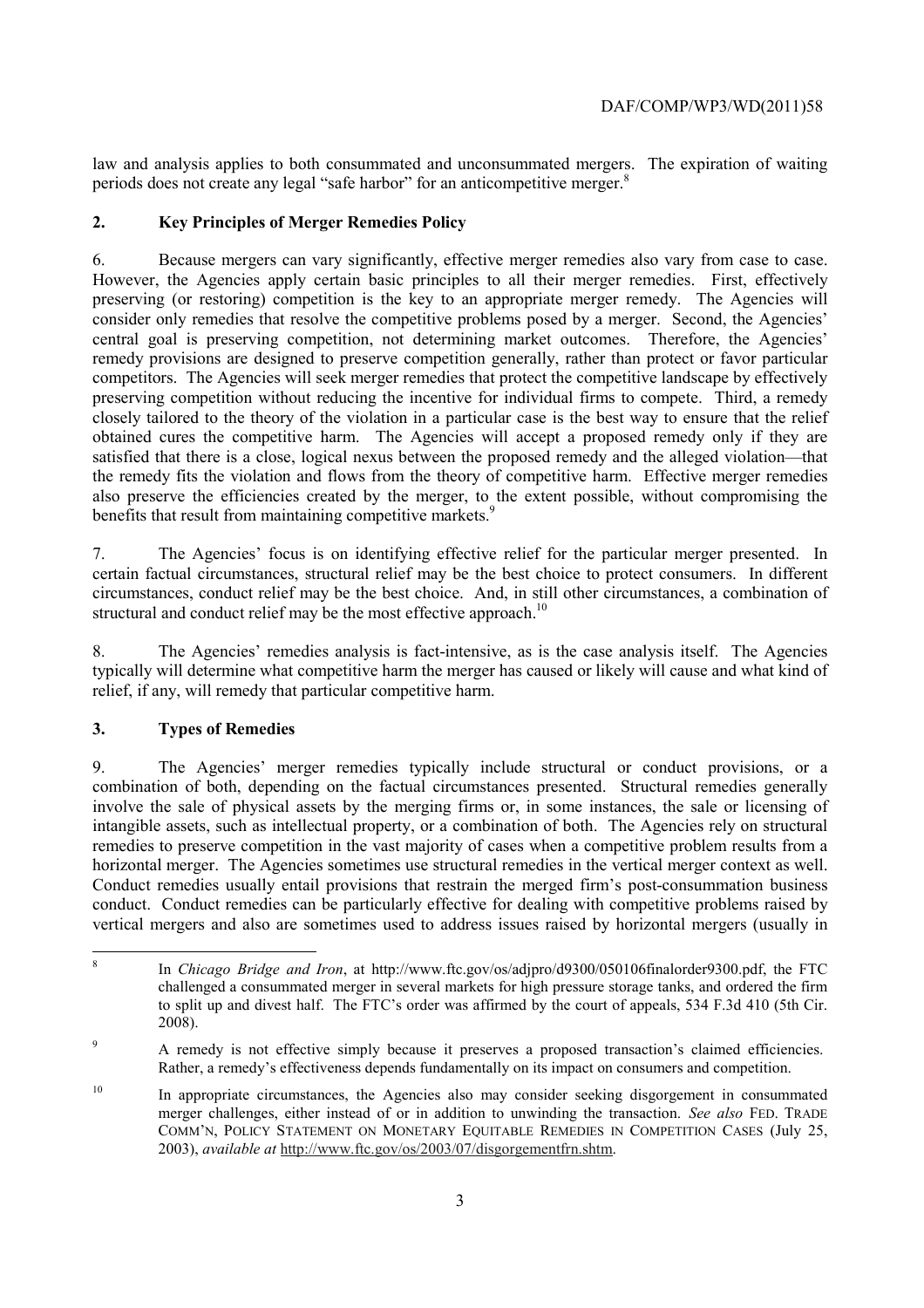law and analysis applies to both consummated and unconsummated mergers. The expiration of waiting periods does not create any legal "safe harbor" for an anticompetitive merger.[8]

## 2. Key Principles of Merger Remedies Policy

6. Because mergers can vary significantly, effective merger remedies also vary from case to case. However, the Agencies apply certain basic principles to all their merger remedies. First, effectively preserving (or restoring) competition is the key to an appropriate merger remedy. The Agencies will consider only remedies that resolve the competitive problems posed by a merger. Second, the Agencies' central goal is preserving competition, not determining market outcomes. Therefore, the Agencies' remedy provisions are designed to preserve competition generally, rather than protect or favor particular competitors. The Agencies will seek merger remedies that protect the competitive landscape by effectively preserving competition without reducing the incentive for individual firms to compete. Third, a remedy closely tailored to the theory of the violation in a particular case is the best way to ensure that the relief obtained cures the competitive harm. The Agencies will accept a proposed remedy only if they are satisfied that there is a close, logical nexus between the proposed remedy and the alleged violation—that the remedy fits the violation and flows from the theory of competitive harm. Effective merger remedies also preserve the efficiencies created by the merger, to the extent possible, without compromising the benefits that result from maintaining competitive markets.[9]

7. The Agencies' focus is on identifying effective relief for the particular merger presented. In certain factual circumstances, structural relief may be the best choice to protect consumers. In different circumstances, conduct relief may be the best choice. And, in still other circumstances, a combination of structural and conduct relief may be the most effective approach.[10]

8. The Agencies' remedies analysis is fact-intensive, as is the case analysis itself. The Agencies typically will determine what competitive harm the merger has caused or likely will cause and what kind of relief, if any, will remedy that particular competitive harm.

## 3. Types of Remedies

9. The Agencies' merger remedies typically include structural or conduct provisions, or a combination of both, depending on the factual circumstances presented. Structural remedies generally involve the sale of physical assets by the merging firms or, in some instances, the sale or licensing of intangible assets, such as intellectual property, or a combination of both. The Agencies rely on structural remedies to preserve competition in the vast majority of cases when a competitive problem results from a horizontal merger. The Agencies sometimes use structural remedies in the vertical merger context as well. Conduct remedies usually entail provisions that restrain the merged firm's post-consummation business conduct. Conduct remedies can be particularly effective for dealing with competitive problems raised by vertical mergers and also are sometimes used to address issues raised by horizontal mergers (usually in

---

[8] In *Chicago Bridge and Iron*, at http://www.ftc.gov/os/adjpro/d9300/050106finalorder9300.pdf, the FTC challenged a consummated merger in several markets for high pressure storage tanks, and ordered the firm to split up and divest half. The FTC's order was affirmed by the court of appeals, 534 F.3d 410 (5th Cir. 2008).

[9] A remedy is not effective simply because it preserves a proposed transaction's claimed efficiencies. Rather, a remedy's effectiveness depends fundamentally on its impact on consumers and competition.

[10] In appropriate circumstances, the Agencies also may consider seeking disgorgement in consummated merger challenges, either instead of or in addition to unwinding the transaction. *See also* FED. TRADE COMM'N, POLICY STATEMENT ON MONETARY EQUITABLE REMEDIES IN COMPETITION CASES (July 25, 2003), *available at* http://www.ftc.gov/os/2003/07/disgorgementfrn.shtm.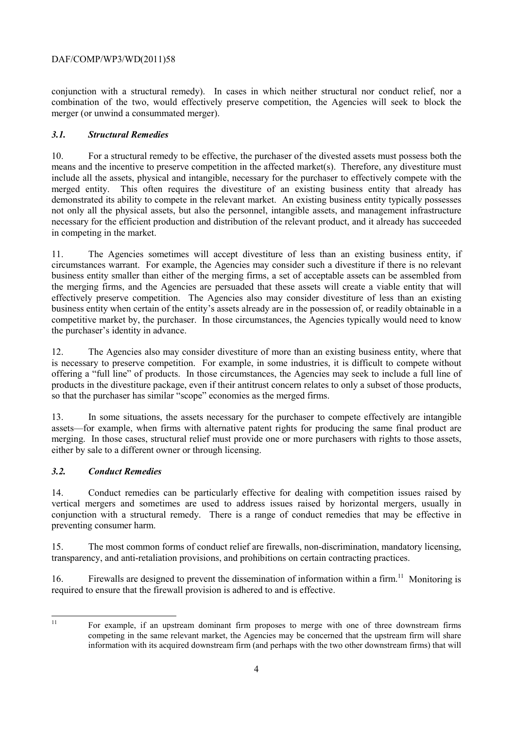conjunction with a structural remedy). In cases in which neither structural nor conduct relief, nor a combination of the two, would effectively preserve competition, the Agencies will seek to block the merger (or unwind a consummated merger).

### *3.1. Structural Remedies*

10. For a structural remedy to be effective, the purchaser of the divested assets must possess both the means and the incentive to preserve competition in the affected market(s). Therefore, any divestiture must include all the assets, physical and intangible, necessary for the purchaser to effectively compete with the merged entity. This often requires the divestiture of an existing business entity that already has demonstrated its ability to compete in the relevant market. An existing business entity typically possesses not only all the physical assets, but also the personnel, intangible assets, and management infrastructure necessary for the efficient production and distribution of the relevant product, and it already has succeeded in competing in the market.

11. The Agencies sometimes will accept divestiture of less than an existing business entity, if circumstances warrant. For example, the Agencies may consider such a divestiture if there is no relevant business entity smaller than either of the merging firms, a set of acceptable assets can be assembled from the merging firms, and the Agencies are persuaded that these assets will create a viable entity that will effectively preserve competition. The Agencies also may consider divestiture of less than an existing business entity when certain of the entity's assets already are in the possession of, or readily obtainable in a competitive market by, the purchaser. In those circumstances, the Agencies typically would need to know the purchaser's identity in advance.

12. The Agencies also may consider divestiture of more than an existing business entity, where that is necessary to preserve competition. For example, in some industries, it is difficult to compete without offering a "full line" of products. In those circumstances, the Agencies may seek to include a full line of products in the divestiture package, even if their antitrust concern relates to only a subset of those products, so that the purchaser has similar "scope" economies as the merged firms.

13. In some situations, the assets necessary for the purchaser to compete effectively are intangible assets—for example, when firms with alternative patent rights for producing the same final product are merging. In those cases, structural relief must provide one or more purchasers with rights to those assets, either by sale to a different owner or through licensing.

### *3.2. Conduct Remedies*

14. Conduct remedies can be particularly effective for dealing with competition issues raised by vertical mergers and sometimes are used to address issues raised by horizontal mergers, usually in conjunction with a structural remedy. There is a range of conduct remedies that may be effective in preventing consumer harm.

15. The most common forms of conduct relief are firewalls, non-discrimination, mandatory licensing, transparency, and anti-retaliation provisions, and prohibitions on certain contracting practices.

16. Firewalls are designed to prevent the dissemination of information within a firm.[11] Monitoring is required to ensure that the firewall provision is adhered to and is effective.

---

[11] For example, if an upstream dominant firm proposes to merge with one of three downstream firms competing in the same relevant market, the Agencies may be concerned that the upstream firm will share information with its acquired downstream firm (and perhaps with the two other downstream firms) that will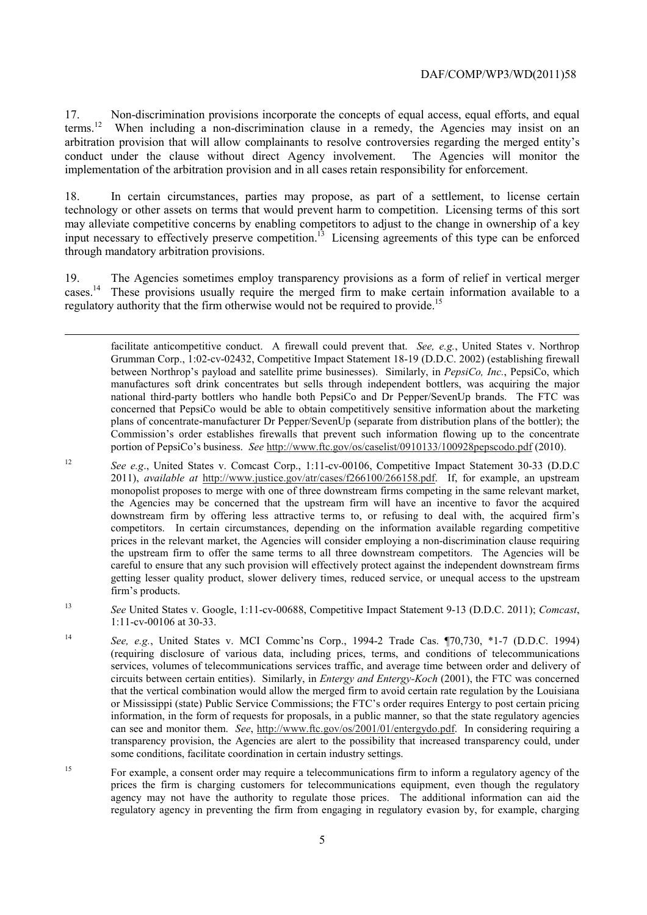17. Non-discrimination provisions incorporate the concepts of equal access, equal efforts, and equal terms.[12] When including a non-discrimination clause in a remedy, the Agencies may insist on an arbitration provision that will allow complainants to resolve controversies regarding the merged entity's conduct under the clause without direct Agency involvement. The Agencies will monitor the implementation of the arbitration provision and in all cases retain responsibility for enforcement.

18. In certain circumstances, parties may propose, as part of a settlement, to license certain technology or other assets on terms that would prevent harm to competition. Licensing terms of this sort may alleviate competitive concerns by enabling competitors to adjust to the change in ownership of a key input necessary to effectively preserve competition.[13] Licensing agreements of this type can be enforced through mandatory arbitration provisions.

19. The Agencies sometimes employ transparency provisions as a form of relief in vertical merger cases.[14] These provisions usually require the merged firm to make certain information available to a regulatory authority that the firm otherwise would not be required to provide.[15]

---

facilitate anticompetitive conduct. A firewall could prevent that. *See, e.g.*, United States v. Northrop Grumman Corp., 1:02-cv-02432, Competitive Impact Statement 18-19 (D.D.C. 2002) (establishing firewall between Northrop's payload and satellite prime businesses). Similarly, in *PepsiCo, Inc.*, PepsiCo, which manufactures soft drink concentrates but sells through independent bottlers, was acquiring the major national third-party bottlers who handle both PepsiCo and Dr Pepper/SevenUp brands. The FTC was concerned that PepsiCo would be able to obtain competitively sensitive information about the marketing plans of concentrate-manufacturer Dr Pepper/SevenUp (separate from distribution plans of the bottler); the Commission's order establishes firewalls that prevent such information flowing up to the concentrate portion of PepsiCo's business. *See* http://www.ftc.gov/os/caselist/0910133/100928pepscodo.pdf (2010).

[12] *See e.g*., United States v. Comcast Corp., 1:11-cv-00106, Competitive Impact Statement 30-33 (D.D.C 2011), *available at* http://www.justice.gov/atr/cases/f266100/266158.pdf. If, for example, an upstream monopolist proposes to merge with one of three downstream firms competing in the same relevant market, the Agencies may be concerned that the upstream firm will have an incentive to favor the acquired downstream firm by offering less attractive terms to, or refusing to deal with, the acquired firm's competitors. In certain circumstances, depending on the information available regarding competitive prices in the relevant market, the Agencies will consider employing a non-discrimination clause requiring the upstream firm to offer the same terms to all three downstream competitors. The Agencies will be careful to ensure that any such provision will effectively protect against the independent downstream firms getting lesser quality product, slower delivery times, reduced service, or unequal access to the upstream firm's products.

[13] *See* United States v. Google, 1:11-cv-00688, Competitive Impact Statement 9-13 (D.D.C. 2011); *Comcast*, 1:11-cv-00106 at 30-33.

[14] *See, e.g.*, United States v. MCI Commc'ns Corp., 1994-2 Trade Cas. ¶70,730, \*1-7 (D.D.C. 1994) (requiring disclosure of various data, including prices, terms, and conditions of telecommunications services, volumes of telecommunications services traffic, and average time between order and delivery of circuits between certain entities). Similarly, in *Entergy and Entergy-Koch* (2001), the FTC was concerned that the vertical combination would allow the merged firm to avoid certain rate regulation by the Louisiana or Mississippi (state) Public Service Commissions; the FTC's order requires Entergy to post certain pricing information, in the form of requests for proposals, in a public manner, so that the state regulatory agencies can see and monitor them. *See*, http://www.ftc.gov/os/2001/01/entergydo.pdf. In considering requiring a transparency provision, the Agencies are alert to the possibility that increased transparency could, under some conditions, facilitate coordination in certain industry settings.

[15] For example, a consent order may require a telecommunications firm to inform a regulatory agency of the prices the firm is charging customers for telecommunications equipment, even though the regulatory agency may not have the authority to regulate those prices. The additional information can aid the regulatory agency in preventing the firm from engaging in regulatory evasion by, for example, charging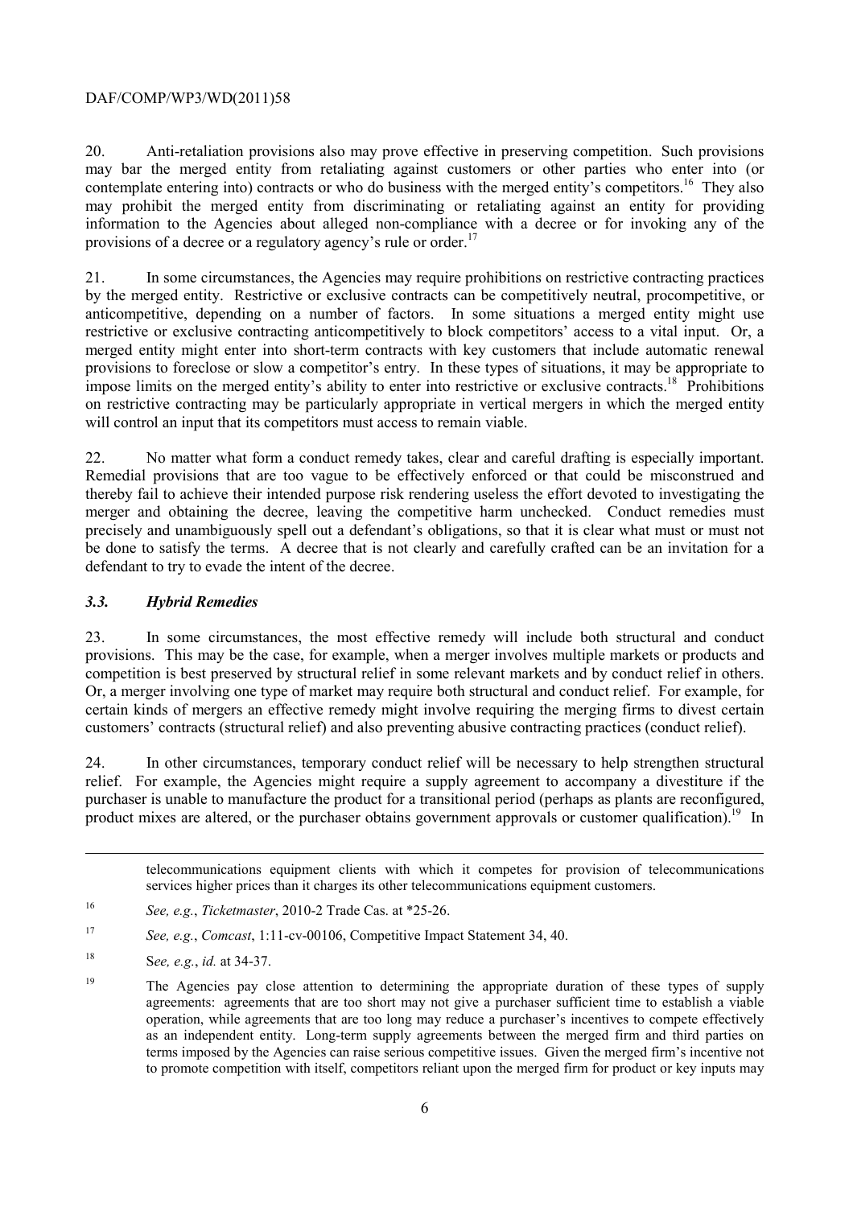20. Anti-retaliation provisions also may prove effective in preserving competition. Such provisions may bar the merged entity from retaliating against customers or other parties who enter into (or contemplate entering into) contracts or who do business with the merged entity's competitors.[16] They also may prohibit the merged entity from discriminating or retaliating against an entity for providing information to the Agencies about alleged non-compliance with a decree or for invoking any of the provisions of a decree or a regulatory agency's rule or order.[17]

21. In some circumstances, the Agencies may require prohibitions on restrictive contracting practices by the merged entity. Restrictive or exclusive contracts can be competitively neutral, procompetitive, or anticompetitive, depending on a number of factors. In some situations a merged entity might use restrictive or exclusive contracting anticompetitively to block competitors' access to a vital input. Or, a merged entity might enter into short-term contracts with key customers that include automatic renewal provisions to foreclose or slow a competitor's entry. In these types of situations, it may be appropriate to impose limits on the merged entity's ability to enter into restrictive or exclusive contracts.[18] Prohibitions on restrictive contracting may be particularly appropriate in vertical mergers in which the merged entity will control an input that its competitors must access to remain viable.

22. No matter what form a conduct remedy takes, clear and careful drafting is especially important. Remedial provisions that are too vague to be effectively enforced or that could be misconstrued and thereby fail to achieve their intended purpose risk rendering useless the effort devoted to investigating the merger and obtaining the decree, leaving the competitive harm unchecked. Conduct remedies must precisely and unambiguously spell out a defendant's obligations, so that it is clear what must or must not be done to satisfy the terms. A decree that is not clearly and carefully crafted can be an invitation for a defendant to try to evade the intent of the decree.

### *3.3. Hybrid Remedies*

23. In some circumstances, the most effective remedy will include both structural and conduct provisions. This may be the case, for example, when a merger involves multiple markets or products and competition is best preserved by structural relief in some relevant markets and by conduct relief in others. Or, a merger involving one type of market may require both structural and conduct relief. For example, for certain kinds of mergers an effective remedy might involve requiring the merging firms to divest certain customers' contracts (structural relief) and also preventing abusive contracting practices (conduct relief).

24. In other circumstances, temporary conduct relief will be necessary to help strengthen structural relief. For example, the Agencies might require a supply agreement to accompany a divestiture if the purchaser is unable to manufacture the product for a transitional period (perhaps as plants are reconfigured, product mixes are altered, or the purchaser obtains government approvals or customer qualification).[19] In

---

telecommunications equipment clients with which it competes for provision of telecommunications services higher prices than it charges its other telecommunications equipment customers.

[16] *See, e.g.*, *Ticketmaster*, 2010-2 Trade Cas. at *25-26.

[17] *See, e.g.*, *Comcast*, 1:11-cv-00106, Competitive Impact Statement 34, 40.

[18] S*ee, e.g.*, *id.* at 34-37.

[19] The Agencies pay close attention to determining the appropriate duration of these types of supply agreements: agreements that are too short may not give a purchaser sufficient time to establish a viable operation, while agreements that are too long may reduce a purchaser's incentives to compete effectively as an independent entity. Long-term supply agreements between the merged firm and third parties on terms imposed by the Agencies can raise serious competitive issues. Given the merged firm's incentive not to promote competition with itself, competitors reliant upon the merged firm for product or key inputs may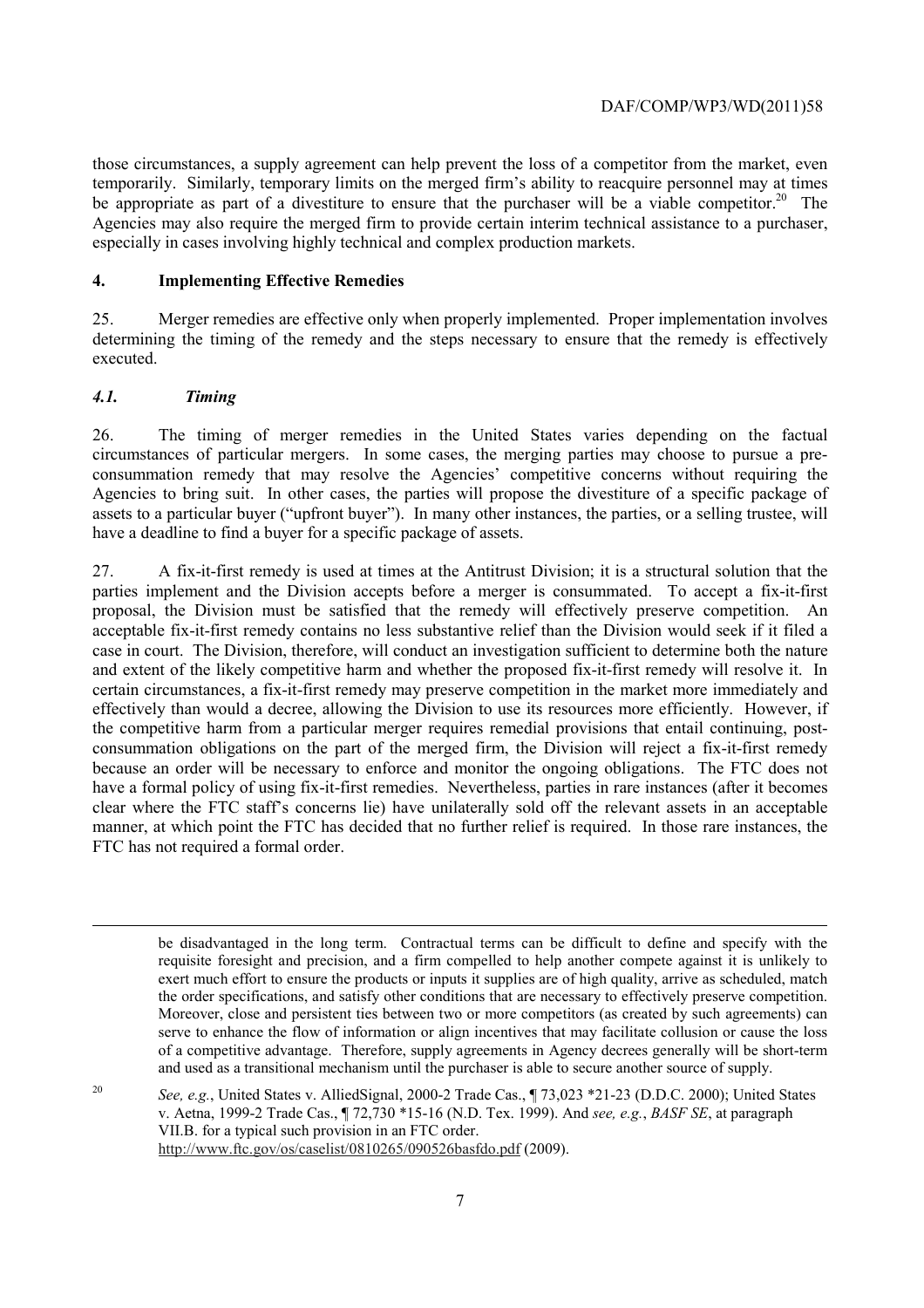those circumstances, a supply agreement can help prevent the loss of a competitor from the market, even temporarily. Similarly, temporary limits on the merged firm's ability to reacquire personnel may at times be appropriate as part of a divestiture to ensure that the purchaser will be a viable competitor.[20] The Agencies may also require the merged firm to provide certain interim technical assistance to a purchaser, especially in cases involving highly technical and complex production markets.

## 4. Implementing Effective Remedies

25. Merger remedies are effective only when properly implemented. Proper implementation involves determining the timing of the remedy and the steps necessary to ensure that the remedy is effectively executed.

### *4.1. Timing*

26. The timing of merger remedies in the United States varies depending on the factual circumstances of particular mergers. In some cases, the merging parties may choose to pursue a pre-consummation remedy that may resolve the Agencies' competitive concerns without requiring the Agencies to bring suit. In other cases, the parties will propose the divestiture of a specific package of assets to a particular buyer ("upfront buyer"). In many other instances, the parties, or a selling trustee, will have a deadline to find a buyer for a specific package of assets.

27. A fix-it-first remedy is used at times at the Antitrust Division; it is a structural solution that the parties implement and the Division accepts before a merger is consummated. To accept a fix-it-first proposal, the Division must be satisfied that the remedy will effectively preserve competition. An acceptable fix-it-first remedy contains no less substantive relief than the Division would seek if it filed a case in court. The Division, therefore, will conduct an investigation sufficient to determine both the nature and extent of the likely competitive harm and whether the proposed fix-it-first remedy will resolve it. In certain circumstances, a fix-it-first remedy may preserve competition in the market more immediately and effectively than would a decree, allowing the Division to use its resources more efficiently. However, if the competitive harm from a particular merger requires remedial provisions that entail continuing, post-consummation obligations on the part of the merged firm, the Division will reject a fix-it-first remedy because an order will be necessary to enforce and monitor the ongoing obligations. The FTC does not have a formal policy of using fix-it-first remedies. Nevertheless, parties in rare instances (after it becomes clear where the FTC staff's concerns lie) have unilaterally sold off the relevant assets in an acceptable manner, at which point the FTC has decided that no further relief is required. In those rare instances, the FTC has not required a formal order.

---

be disadvantaged in the long term. Contractual terms can be difficult to define and specify with the requisite foresight and precision, and a firm compelled to help another compete against it is unlikely to exert much effort to ensure the products or inputs it supplies are of high quality, arrive as scheduled, match the order specifications, and satisfy other conditions that are necessary to effectively preserve competition. Moreover, close and persistent ties between two or more competitors (as created by such agreements) can serve to enhance the flow of information or align incentives that may facilitate collusion or cause the loss of a competitive advantage. Therefore, supply agreements in Agency decrees generally will be short-term and used as a transitional mechanism until the purchaser is able to secure another source of supply.

[20] *See, e.g.*, United States v. AlliedSignal, 2000-2 Trade Cas., ¶ 73,023 *21-23 (D.D.C. 2000); United States v. Aetna, 1999-2 Trade Cas., ¶ 72,730 *15-16 (N.D. Tex. 1999). And *see, e.g.*, *BASF SE*, at paragraph VII.B. for a typical such provision in an FTC order. http://www.ftc.gov/os/caselist/0810265/090526basfdo.pdf (2009).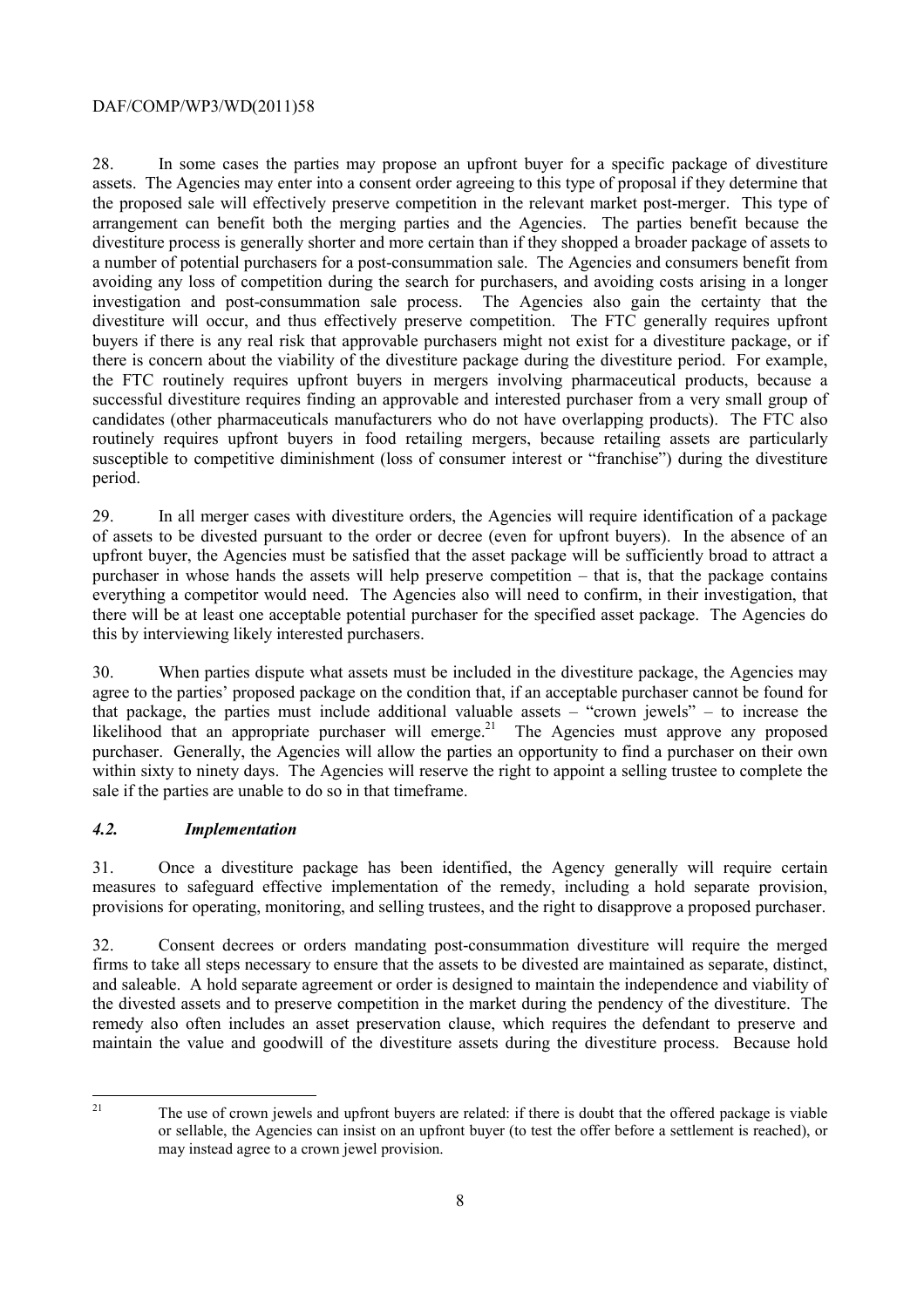28. In some cases the parties may propose an upfront buyer for a specific package of divestiture assets. The Agencies may enter into a consent order agreeing to this type of proposal if they determine that the proposed sale will effectively preserve competition in the relevant market post-merger. This type of arrangement can benefit both the merging parties and the Agencies. The parties benefit because the divestiture process is generally shorter and more certain than if they shopped a broader package of assets to a number of potential purchasers for a post-consummation sale. The Agencies and consumers benefit from avoiding any loss of competition during the search for purchasers, and avoiding costs arising in a longer investigation and post-consummation sale process. The Agencies also gain the certainty that the divestiture will occur, and thus effectively preserve competition. The FTC generally requires upfront buyers if there is any real risk that approvable purchasers might not exist for a divestiture package, or if there is concern about the viability of the divestiture package during the divestiture period. For example, the FTC routinely requires upfront buyers in mergers involving pharmaceutical products, because a successful divestiture requires finding an approvable and interested purchaser from a very small group of candidates (other pharmaceuticals manufacturers who do not have overlapping products). The FTC also routinely requires upfront buyers in food retailing mergers, because retailing assets are particularly susceptible to competitive diminishment (loss of consumer interest or "franchise") during the divestiture period.

29. In all merger cases with divestiture orders, the Agencies will require identification of a package of assets to be divested pursuant to the order or decree (even for upfront buyers). In the absence of an upfront buyer, the Agencies must be satisfied that the asset package will be sufficiently broad to attract a purchaser in whose hands the assets will help preserve competition – that is, that the package contains everything a competitor would need. The Agencies also will need to confirm, in their investigation, that there will be at least one acceptable potential purchaser for the specified asset package. The Agencies do this by interviewing likely interested purchasers.

30. When parties dispute what assets must be included in the divestiture package, the Agencies may agree to the parties' proposed package on the condition that, if an acceptable purchaser cannot be found for that package, the parties must include additional valuable assets – "crown jewels" – to increase the likelihood that an appropriate purchaser will emerge.[21] The Agencies must approve any proposed purchaser. Generally, the Agencies will allow the parties an opportunity to find a purchaser on their own within sixty to ninety days. The Agencies will reserve the right to appoint a selling trustee to complete the sale if the parties are unable to do so in that timeframe.

### *4.2. Implementation*

31. Once a divestiture package has been identified, the Agency generally will require certain measures to safeguard effective implementation of the remedy, including a hold separate provision, provisions for operating, monitoring, and selling trustees, and the right to disapprove a proposed purchaser.

32. Consent decrees or orders mandating post-consummation divestiture will require the merged firms to take all steps necessary to ensure that the assets to be divested are maintained as separate, distinct, and saleable. A hold separate agreement or order is designed to maintain the independence and viability of the divested assets and to preserve competition in the market during the pendency of the divestiture. The remedy also often includes an asset preservation clause, which requires the defendant to preserve and maintain the value and goodwill of the divestiture assets during the divestiture process. Because hold

---

[21] The use of crown jewels and upfront buyers are related: if there is doubt that the offered package is viable or sellable, the Agencies can insist on an upfront buyer (to test the offer before a settlement is reached), or may instead agree to a crown jewel provision.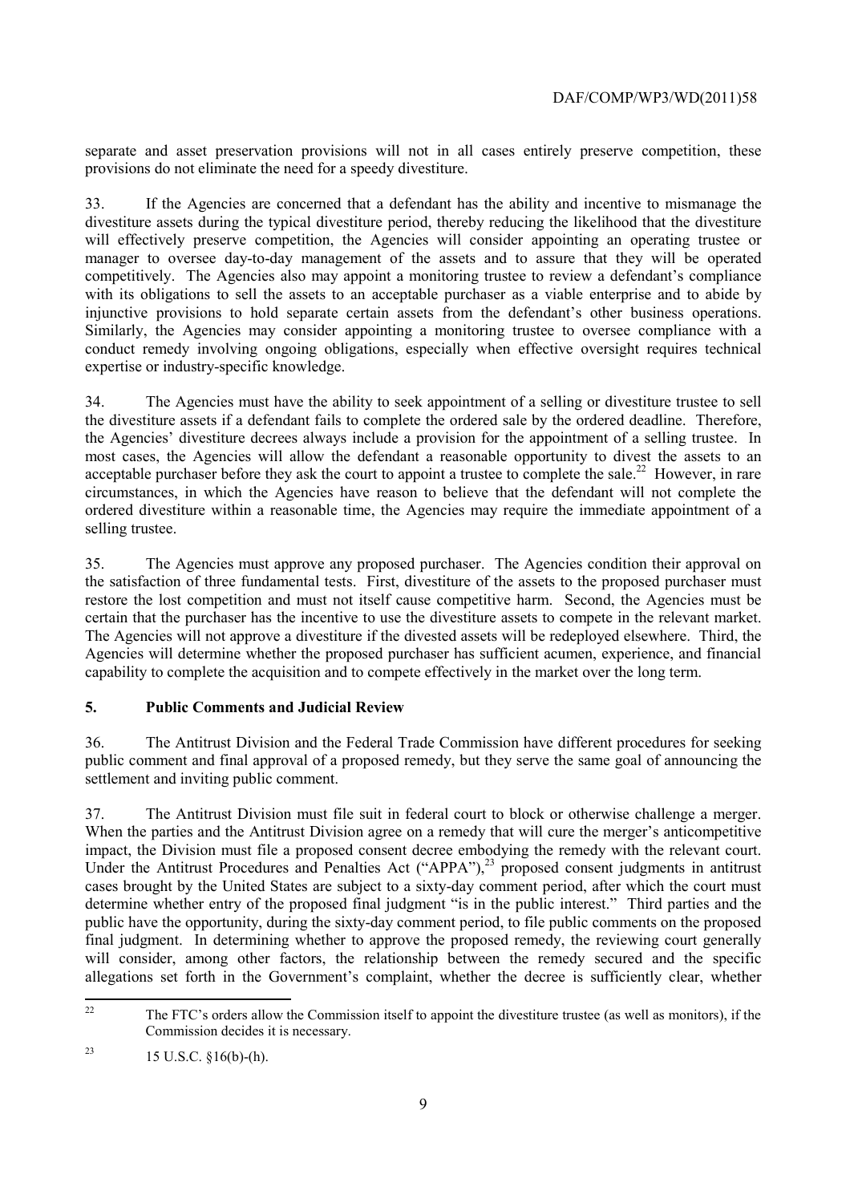separate and asset preservation provisions will not in all cases entirely preserve competition, these provisions do not eliminate the need for a speedy divestiture.

33. If the Agencies are concerned that a defendant has the ability and incentive to mismanage the divestiture assets during the typical divestiture period, thereby reducing the likelihood that the divestiture will effectively preserve competition, the Agencies will consider appointing an operating trustee or manager to oversee day-to-day management of the assets and to assure that they will be operated competitively. The Agencies also may appoint a monitoring trustee to review a defendant's compliance with its obligations to sell the assets to an acceptable purchaser as a viable enterprise and to abide by injunctive provisions to hold separate certain assets from the defendant's other business operations. Similarly, the Agencies may consider appointing a monitoring trustee to oversee compliance with a conduct remedy involving ongoing obligations, especially when effective oversight requires technical expertise or industry-specific knowledge.

34. The Agencies must have the ability to seek appointment of a selling or divestiture trustee to sell the divestiture assets if a defendant fails to complete the ordered sale by the ordered deadline. Therefore, the Agencies' divestiture decrees always include a provision for the appointment of a selling trustee. In most cases, the Agencies will allow the defendant a reasonable opportunity to divest the assets to an acceptable purchaser before they ask the court to appoint a trustee to complete the sale.[22] However, in rare circumstances, in which the Agencies have reason to believe that the defendant will not complete the ordered divestiture within a reasonable time, the Agencies may require the immediate appointment of a selling trustee.

35. The Agencies must approve any proposed purchaser. The Agencies condition their approval on the satisfaction of three fundamental tests. First, divestiture of the assets to the proposed purchaser must restore the lost competition and must not itself cause competitive harm. Second, the Agencies must be certain that the purchaser has the incentive to use the divestiture assets to compete in the relevant market. The Agencies will not approve a divestiture if the divested assets will be redeployed elsewhere. Third, the Agencies will determine whether the proposed purchaser has sufficient acumen, experience, and financial capability to complete the acquisition and to compete effectively in the market over the long term.

## 5. Public Comments and Judicial Review

36. The Antitrust Division and the Federal Trade Commission have different procedures for seeking public comment and final approval of a proposed remedy, but they serve the same goal of announcing the settlement and inviting public comment.

37. The Antitrust Division must file suit in federal court to block or otherwise challenge a merger. When the parties and the Antitrust Division agree on a remedy that will cure the merger's anticompetitive impact, the Division must file a proposed consent decree embodying the remedy with the relevant court. Under the Antitrust Procedures and Penalties Act ("APPA"),[23] proposed consent judgments in antitrust cases brought by the United States are subject to a sixty-day comment period, after which the court must determine whether entry of the proposed final judgment "is in the public interest." Third parties and the public have the opportunity, during the sixty-day comment period, to file public comments on the proposed final judgment. In determining whether to approve the proposed remedy, the reviewing court generally will consider, among other factors, the relationship between the remedy secured and the specific allegations set forth in the Government's complaint, whether the decree is sufficiently clear, whether

---

[22] The FTC's orders allow the Commission itself to appoint the divestiture trustee (as well as monitors), if the Commission decides it is necessary.

[23] 15 U.S.C. §16(b)-(h).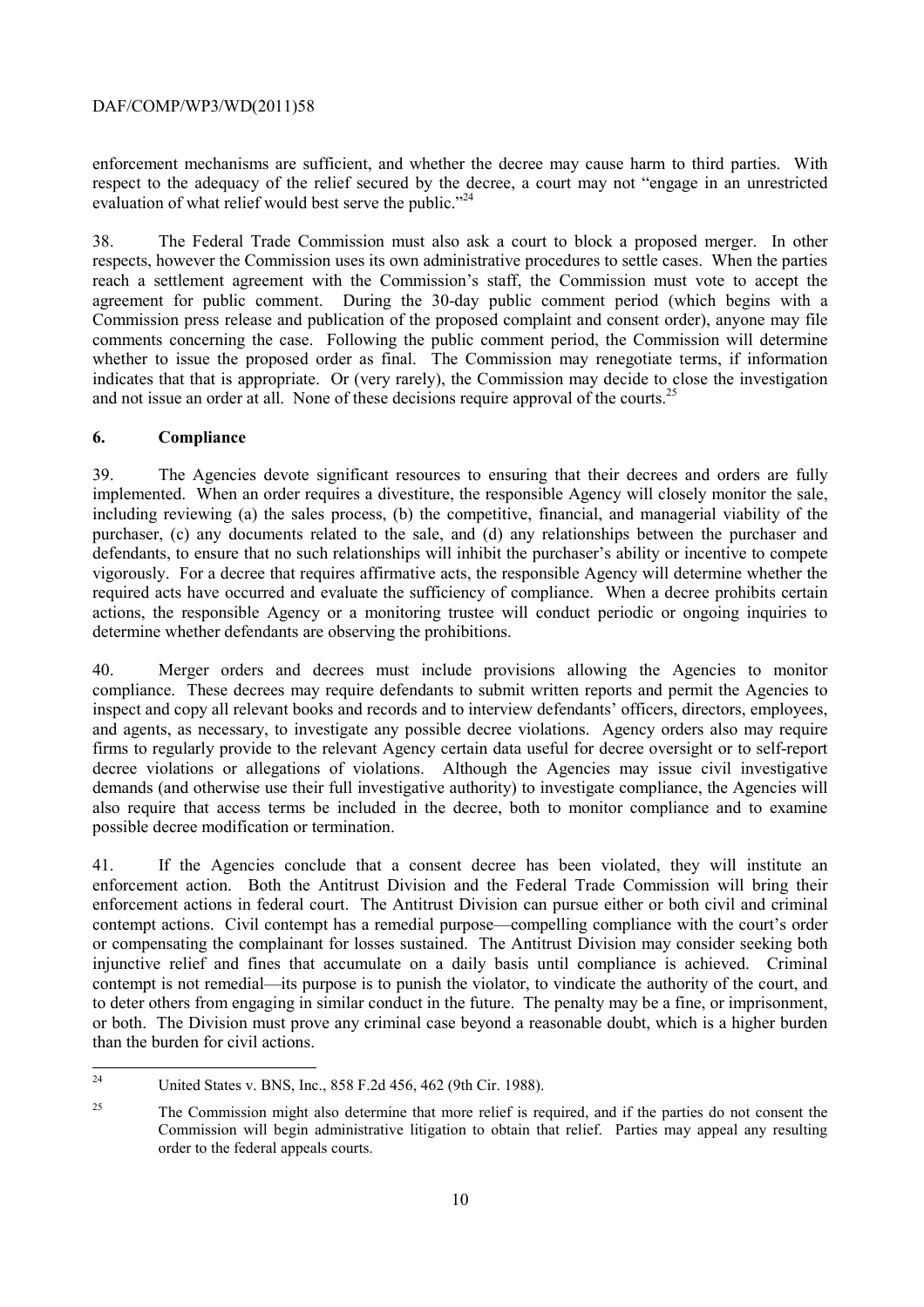enforcement mechanisms are sufficient, and whether the decree may cause harm to third parties. With respect to the adequacy of the relief secured by the decree, a court may not "engage in an unrestricted evaluation of what relief would best serve the public."[24]

38. The Federal Trade Commission must also ask a court to block a proposed merger. In other respects, however the Commission uses its own administrative procedures to settle cases. When the parties reach a settlement agreement with the Commission's staff, the Commission must vote to accept the agreement for public comment. During the 30-day public comment period (which begins with a Commission press release and publication of the proposed complaint and consent order), anyone may file comments concerning the case. Following the public comment period, the Commission will determine whether to issue the proposed order as final. The Commission may renegotiate terms, if information indicates that that is appropriate. Or (very rarely), the Commission may decide to close the investigation and not issue an order at all. None of these decisions require approval of the courts.[25]

## 6. Compliance

39. The Agencies devote significant resources to ensuring that their decrees and orders are fully implemented. When an order requires a divestiture, the responsible Agency will closely monitor the sale, including reviewing (a) the sales process, (b) the competitive, financial, and managerial viability of the purchaser, (c) any documents related to the sale, and (d) any relationships between the purchaser and defendants, to ensure that no such relationships will inhibit the purchaser's ability or incentive to compete vigorously. For a decree that requires affirmative acts, the responsible Agency will determine whether the required acts have occurred and evaluate the sufficiency of compliance. When a decree prohibits certain actions, the responsible Agency or a monitoring trustee will conduct periodic or ongoing inquiries to determine whether defendants are observing the prohibitions.

40. Merger orders and decrees must include provisions allowing the Agencies to monitor compliance. These decrees may require defendants to submit written reports and permit the Agencies to inspect and copy all relevant books and records and to interview defendants' officers, directors, employees, and agents, as necessary, to investigate any possible decree violations. Agency orders also may require firms to regularly provide to the relevant Agency certain data useful for decree oversight or to self-report decree violations or allegations of violations. Although the Agencies may issue civil investigative demands (and otherwise use their full investigative authority) to investigate compliance, the Agencies will also require that access terms be included in the decree, both to monitor compliance and to examine possible decree modification or termination.

41. If the Agencies conclude that a consent decree has been violated, they will institute an enforcement action. Both the Antitrust Division and the Federal Trade Commission will bring their enforcement actions in federal court. The Antitrust Division can pursue either or both civil and criminal contempt actions. Civil contempt has a remedial purpose—compelling compliance with the court's order or compensating the complainant for losses sustained. The Antitrust Division may consider seeking both injunctive relief and fines that accumulate on a daily basis until compliance is achieved. Criminal contempt is not remedial—its purpose is to punish the violator, to vindicate the authority of the court, and to deter others from engaging in similar conduct in the future. The penalty may be a fine, or imprisonment, or both. The Division must prove any criminal case beyond a reasonable doubt, which is a higher burden than the burden for civil actions.

---

[24] United States v. BNS, Inc., 858 F.2d 456, 462 (9th Cir. 1988).

[25] The Commission might also determine that more relief is required, and if the parties do not consent the Commission will begin administrative litigation to obtain that relief. Parties may appeal any resulting order to the federal appeals courts.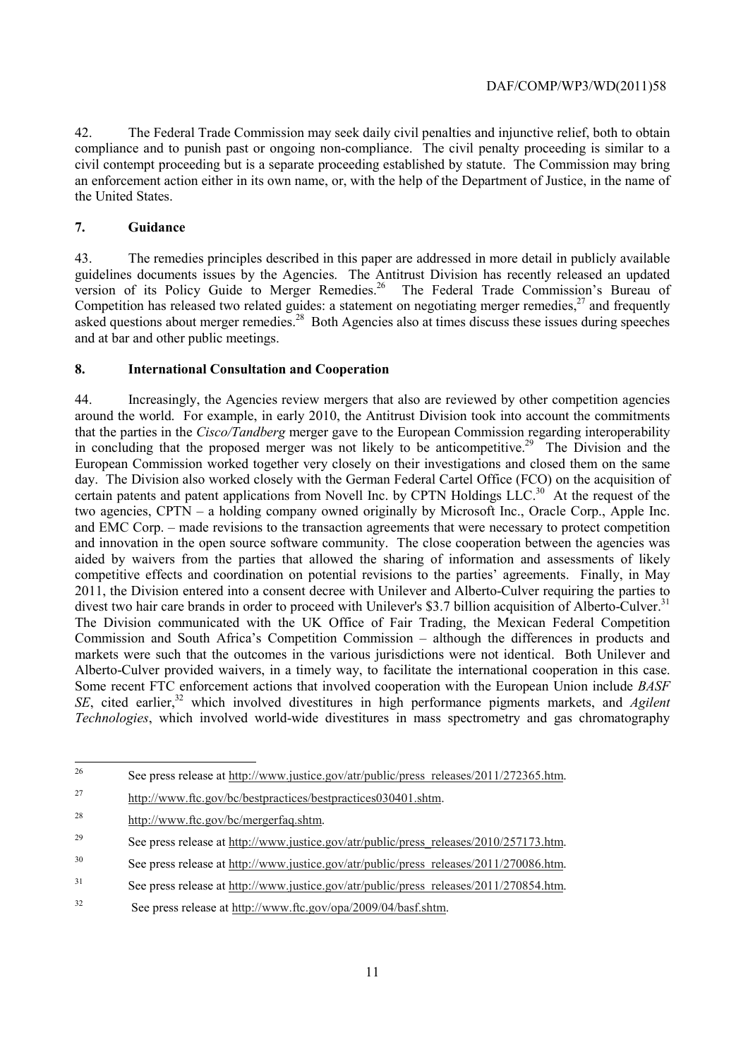42. The Federal Trade Commission may seek daily civil penalties and injunctive relief, both to obtain compliance and to punish past or ongoing non-compliance. The civil penalty proceeding is similar to a civil contempt proceeding but is a separate proceeding established by statute. The Commission may bring an enforcement action either in its own name, or, with the help of the Department of Justice, in the name of the United States.

## 7. Guidance

43. The remedies principles described in this paper are addressed in more detail in publicly available guidelines documents issues by the Agencies. The Antitrust Division has recently released an updated version of its Policy Guide to Merger Remedies.[26] The Federal Trade Commission's Bureau of Competition has released two related guides: a statement on negotiating merger remedies,[27] and frequently asked questions about merger remedies.[28] Both Agencies also at times discuss these issues during speeches and at bar and other public meetings.

## 8. International Consultation and Cooperation

44. Increasingly, the Agencies review mergers that also are reviewed by other competition agencies around the world. For example, in early 2010, the Antitrust Division took into account the commitments that the parties in the *Cisco/Tandberg* merger gave to the European Commission regarding interoperability in concluding that the proposed merger was not likely to be anticompetitive.[29] The Division and the European Commission worked together very closely on their investigations and closed them on the same day. The Division also worked closely with the German Federal Cartel Office (FCO) on the acquisition of certain patents and patent applications from Novell Inc. by CPTN Holdings LLC.[30] At the request of the two agencies, CPTN – a holding company owned originally by Microsoft Inc., Oracle Corp., Apple Inc. and EMC Corp. – made revisions to the transaction agreements that were necessary to protect competition and innovation in the open source software community. The close cooperation between the agencies was aided by waivers from the parties that allowed the sharing of information and assessments of likely competitive effects and coordination on potential revisions to the parties' agreements. Finally, in May 2011, the Division entered into a consent decree with Unilever and Alberto-Culver requiring the parties to divest two hair care brands in order to proceed with Unilever's $3.7 billion acquisition of Alberto-Culver.[31] The Division communicated with the UK Office of Fair Trading, the Mexican Federal Competition Commission and South Africa's Competition Commission – although the differences in products and markets were such that the outcomes in the various jurisdictions were not identical. Both Unilever and Alberto-Culver provided waivers, in a timely way, to facilitate the international cooperation in this case. Some recent FTC enforcement actions that involved cooperation with the European Union include *BASF SE*, cited earlier,[32] which involved divestitures in high performance pigments markets, and *Agilent Technologies*, which involved world-wide divestitures in mass spectrometry and gas chromatography

---

[26] See press release at http://www.justice.gov/atr/public/press_releases/2011/272365.htm.

[27] http://www.ftc.gov/bc/bestpractices/bestpractices030401.shtm.

[28] http://www.ftc.gov/bc/mergerfaq.shtm.

[29] See press release at http://www.justice.gov/atr/public/press_releases/2010/257173.htm.

[30] See press release at http://www.justice.gov/atr/public/press_releases/2011/270086.htm.

[31] See press release at http://www.justice.gov/atr/public/press_releases/2011/270854.htm.

[32] See press release at http://www.ftc.gov/opa/2009/04/basf.shtm.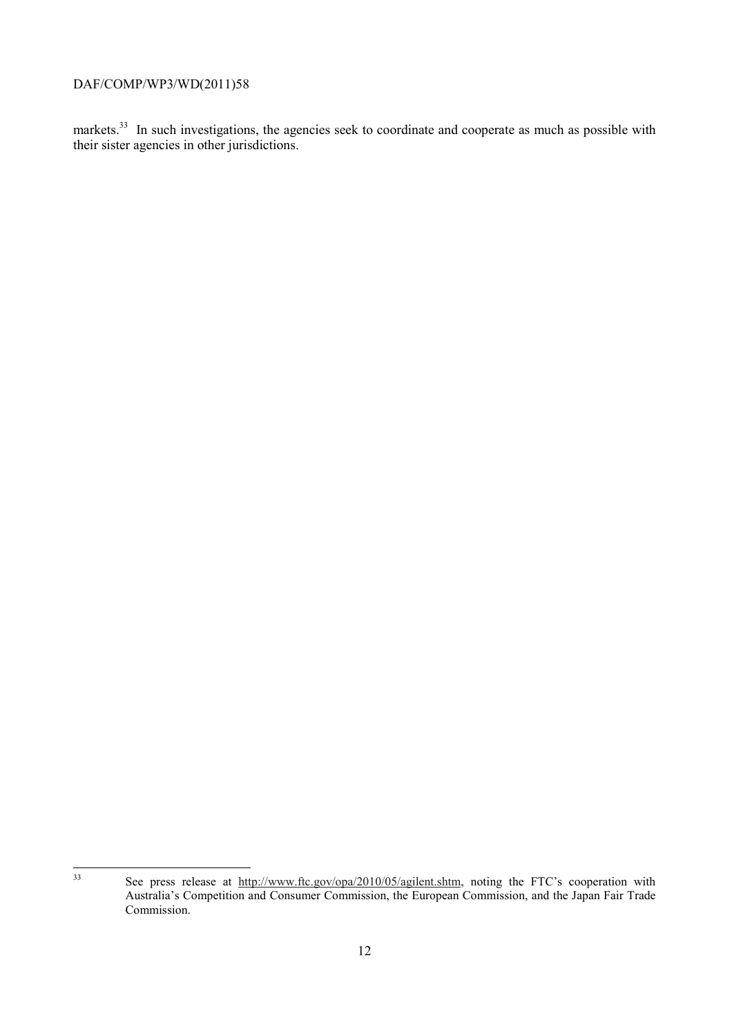markets.[33] In such investigations, the agencies seek to coordinate and cooperate as much as possible with their sister agencies in other jurisdictions.

---

[33] See press release at http://www.ftc.gov/opa/2010/05/agilent.shtm, noting the FTC's cooperation with Australia's Competition and Consumer Commission, the European Commission, and the Japan Fair Trade Commission.